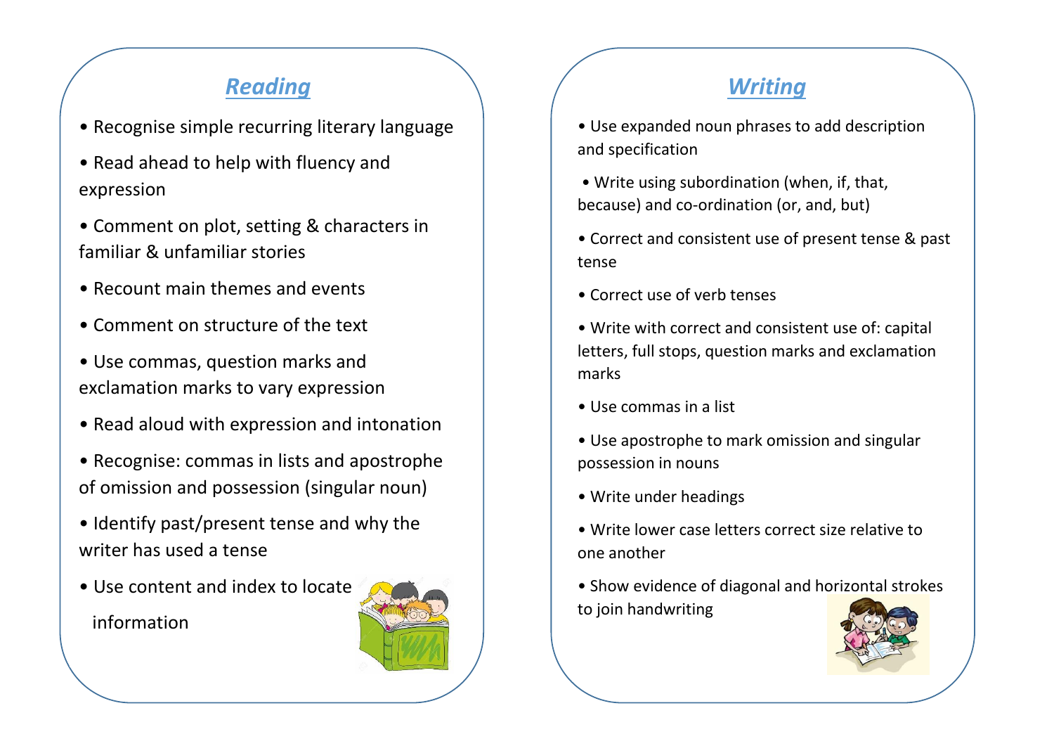## Reading

- Recognise simple recurring literary language
- Read ahead to help with fluency and expression
- Comment on plot, setting & characters in familiar & unfamiliar stories
- Recount main themes and events
- Comment on structure of the text
- Use commas, question marks and exclamation marks to vary expression
- Read aloud with expression and intonation
- Recognise: commas in lists and apostrophe of omission and possession (singular noun)
- Identify past/present tense and why the writer has used a tense
- Use content and index to locate information

## Writing

- Use expanded noun phrases to add description and specification
- Write using subordination (when, if, that, because) and co-ordination (or, and, but)
- Correct and consistent use of present tense & past tense
- Correct use of verb tenses
- Write with correct and consistent use of: capital letters, full stops, question marks and exclamation marks
- Use commas in a list
- Use apostrophe to mark omission and singular possession in nouns
- Write under headings
- Write lower case letters correct size relative to one another
- Show evidence of diagonal and horizontal strokes to join handwriting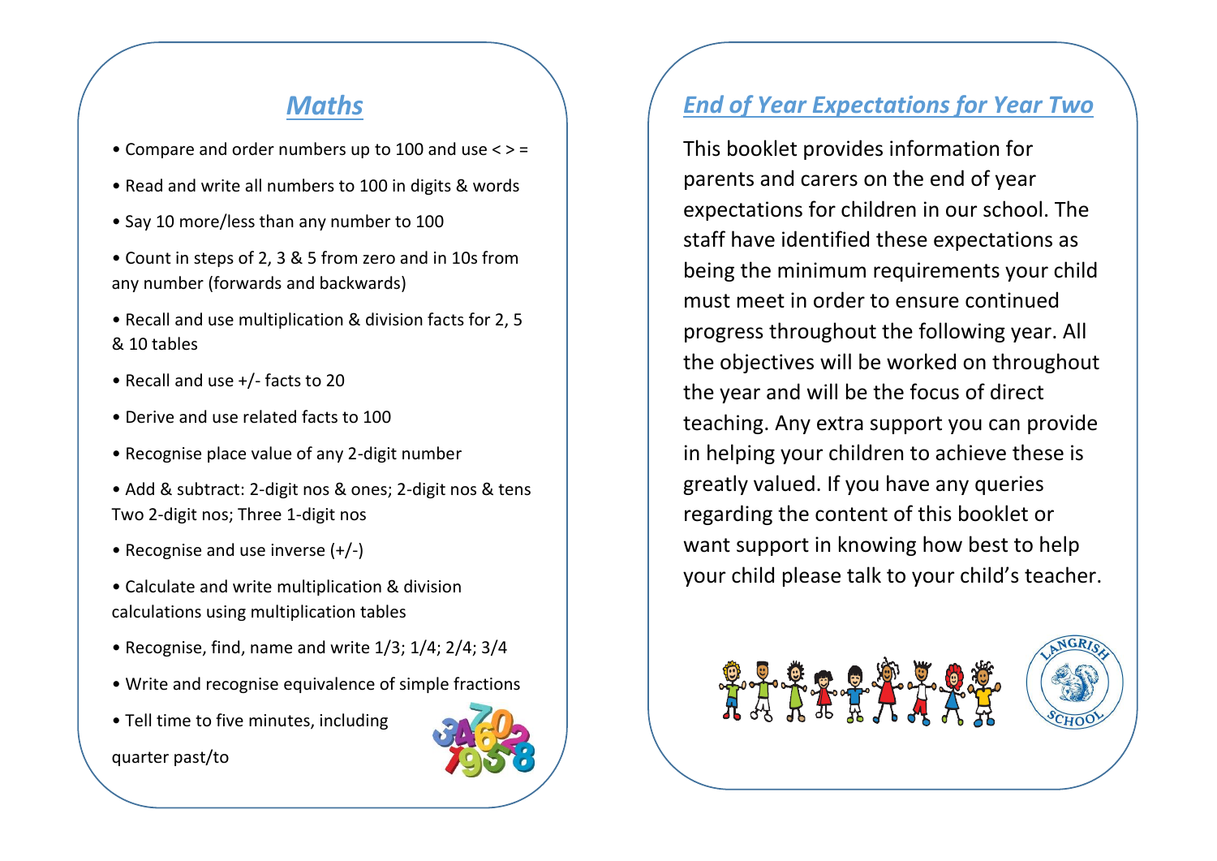## Maths

- Compare and order numbers up to 100 and use < > =
- Read and write all numbers to 100 in digits & words
- Say 10 more/less than any number to 100
- Count in steps of 2, 3 & 5 from zero and in 10s from any number (forwards and backwards)
- Recall and use multiplication & division facts for 2, 5 & 10 tables
- Recall and use +/- facts to 20
- Derive and use related facts to 100
- Recognise place value of any 2-digit number
- Add & subtract: 2-digit nos & ones; 2-digit nos & tens Two 2-digit nos; Three 1-digit nos
- Recognise and use inverse (+/-)
- Calculate and write multiplication & division calculations using multiplication tables
- Recognise, find, name and write 1/3; 1/4; 2/4; 3/4
- Write and recognise equivalence of simple fractions
- Tell time to five minutes, including quarter past/to

## End of Year Expectations for Year Two

This booklet provides information for parents and carers on the end of year expectations for children in our school. The staff have identified these expectations as being the minimum requirements your child must meet in order to ensure continued progress throughout the following year. All the objectives will be worked on throughout the year and will be the focus of direct teaching. Any extra support you can provide in helping your children to achieve these is greatly valued. If you have any queries regarding the content of this booklet or want support in knowing how best to help your child please talk to your child's teacher.

LANGRISH SCHOOL